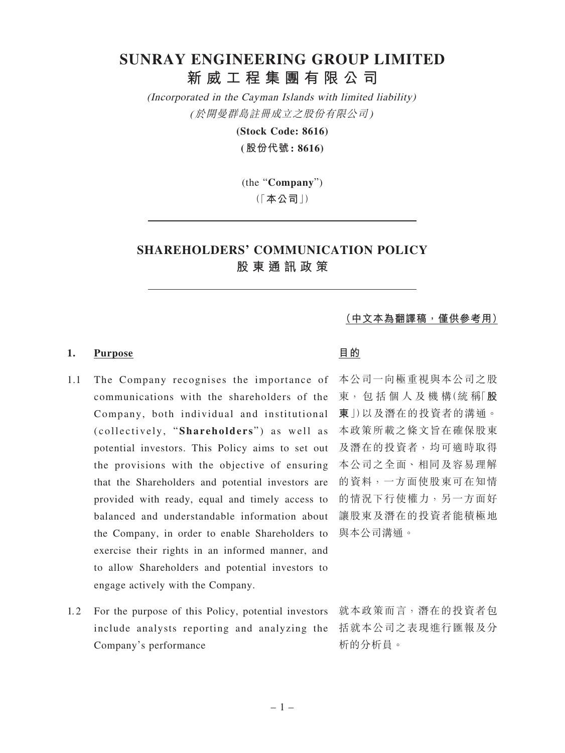# SUNRAY ENGINEERING GROUP LIMITED
# 新威工程集團有限公司

*(Incorporated in the Cayman Islands with limited liability)*
*(於開曼群島註冊成立之股份有限公司)*

**(Stock Code: 8616)**
**(股份代號：8616)**

(the "**Company**")
(「**本公司**」)

---

## SHAREHOLDERS' COMMUNICATION POLICY
## 股東通訊政策

---

**(中文本為翻譯稿，僅供參考用)**

### 1. Purpose

### 目的

1.1 The Company recognises the importance of communications with the shareholders of the Company, both individual and institutional (collectively, "**Shareholders**") as well as potential investors. This Policy aims to set out the provisions with the objective of ensuring that the Shareholders and potential investors are provided with ready, equal and timely access to balanced and understandable information about the Company, in order to enable Shareholders to exercise their rights in an informed manner, and to allow Shareholders and potential investors to engage actively with the Company.

本公司一向極重視與本公司之股東，包括個人及機構(統稱「**股東**」)以及潛在的投資者的溝通。本政策所載之條文旨在確保股東及潛在的投資者，均可適時取得本公司之全面、相同及容易理解的資料，一方面使股東可在知情的情況下行使權力，另一方面好讓股東及潛在的投資者能積極地與本公司溝通。

1.2 For the purpose of this Policy, potential investors include analysts reporting and analyzing the Company's performance

就本政策而言，潛在的投資者包括就本公司之表現進行匯報及分析的分析員。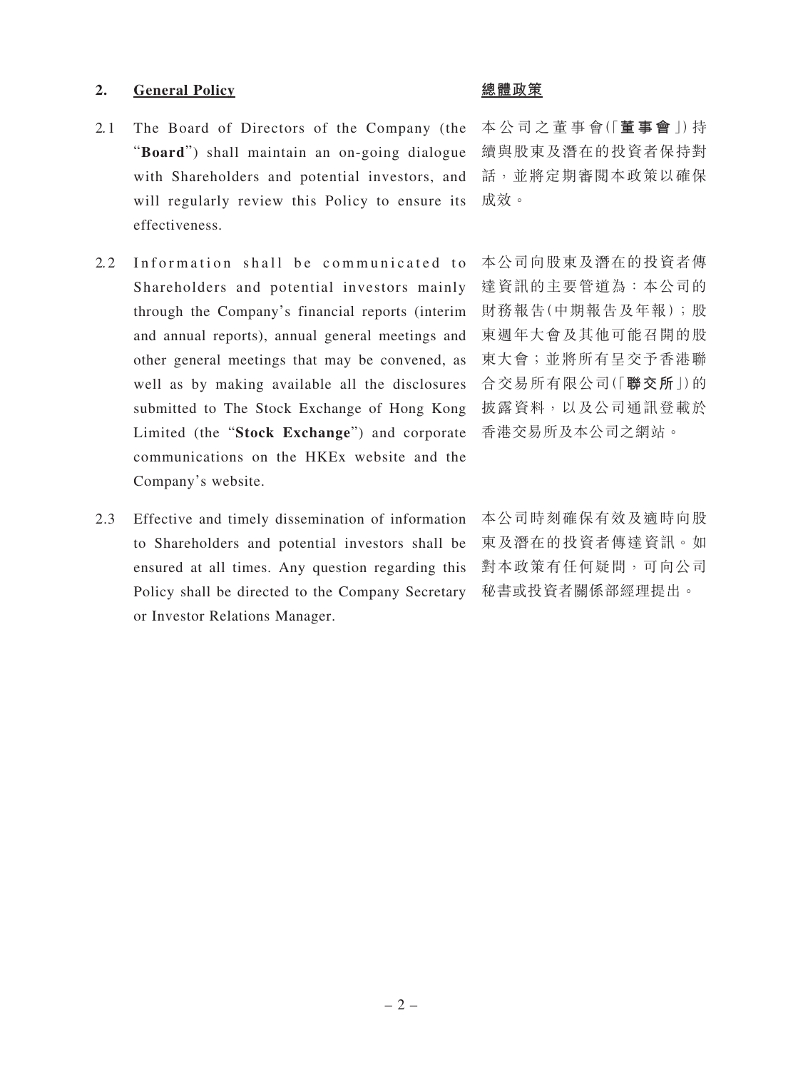## 2. General Policy

## 總體政策

2.1 The Board of Directors of the Company (the "**Board**") shall maintain an on-going dialogue with Shareholders and potential investors, and will regularly review this Policy to ensure its effectiveness.

本公司之董事會(「**董事會**」)持續與股東及潛在的投資者保持對話，並將定期審閱本政策以確保成效。

2.2 Information shall be communicated to Shareholders and potential investors mainly through the Company's financial reports (interim and annual reports), annual general meetings and other general meetings that may be convened, as well as by making available all the disclosures submitted to The Stock Exchange of Hong Kong Limited (the "**Stock Exchange**") and corporate communications on the HKEx website and the Company's website.

本公司向股東及潛在的投資者傳達資訊的主要管道為：本公司的財務報告(中期報告及年報)；股東週年大會及其他可能召開的股東大會；並將所有呈交予香港聯合交易所有限公司(「**聯交所**」)的披露資料，以及公司通訊登載於香港交易所及本公司之網站。

2.3 Effective and timely dissemination of information to Shareholders and potential investors shall be ensured at all times. Any question regarding this Policy shall be directed to the Company Secretary or Investor Relations Manager.

本公司時刻確保有效及適時向股東及潛在的投資者傳達資訊。如對本政策有任何疑問，可向公司秘書或投資者關係部經理提出。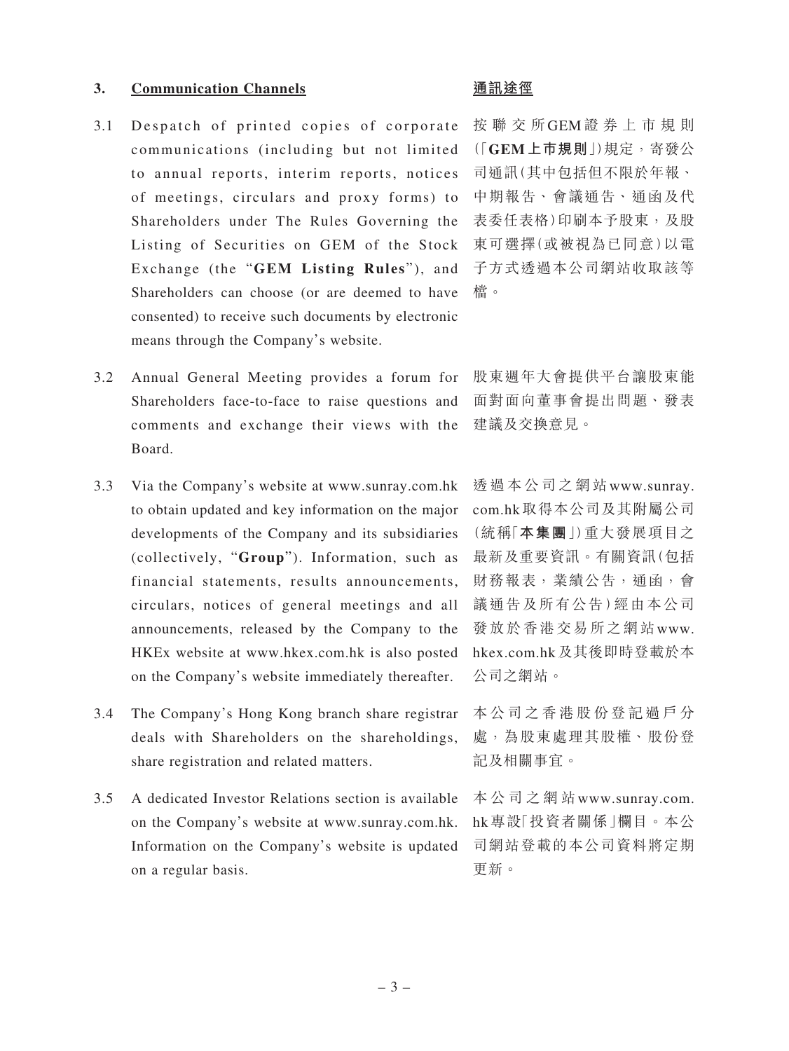## 3. Communication Channels

## 通訊途徑

3.1 Despatch of printed copies of corporate communications (including but not limited to annual reports, interim reports, notices of meetings, circulars and proxy forms) to Shareholders under The Rules Governing the Listing of Securities on GEM of the Stock Exchange (the "**GEM Listing Rules**"), and Shareholders can choose (or are deemed to have consented) to receive such documents by electronic means through the Company's website.

按聯交所GEM證券上市規則(「**GEM上市規則**」)規定，寄發公司通訊(其中包括但不限於年報、中期報告、會議通告、通函及代表委任表格)印刷本予股東，及股東可選擇(或被視為已同意)以電子方式透過本公司網站收取該等檔。

3.2 Annual General Meeting provides a forum for Shareholders face-to-face to raise questions and comments and exchange their views with the Board.

股東週年大會提供平台讓股東能面對面向董事會提出問題、發表建議及交換意見。

3.3 Via the Company's website at www.sunray.com.hk to obtain updated and key information on the major developments of the Company and its subsidiaries (collectively, "**Group**"). Information, such as financial statements, results announcements, circulars, notices of general meetings and all announcements, released by the Company to the HKEx website at www.hkex.com.hk is also posted on the Company's website immediately thereafter.

透過本公司之網站www.sunray.com.hk取得本公司及其附屬公司(統稱「**本集團**」)重大發展項目之最新及重要資訊。有關資訊(包括財務報表，業績公告，通函，會議通告及所有公告)經由本公司發放於香港交易所之網站www.hkex.com.hk及其後即時登載於本公司之網站。

3.4 The Company's Hong Kong branch share registrar deals with Shareholders on the shareholdings, share registration and related matters.

本公司之香港股份登記過戶分處，為股東處理其股權、股份登記及相關事宜。

3.5 A dedicated Investor Relations section is available on the Company's website at www.sunray.com.hk. Information on the Company's website is updated on a regular basis.

本公司之網站www.sunray.com.hk專設「投資者關係」欄目。本公司網站登載的本公司資料將定期更新。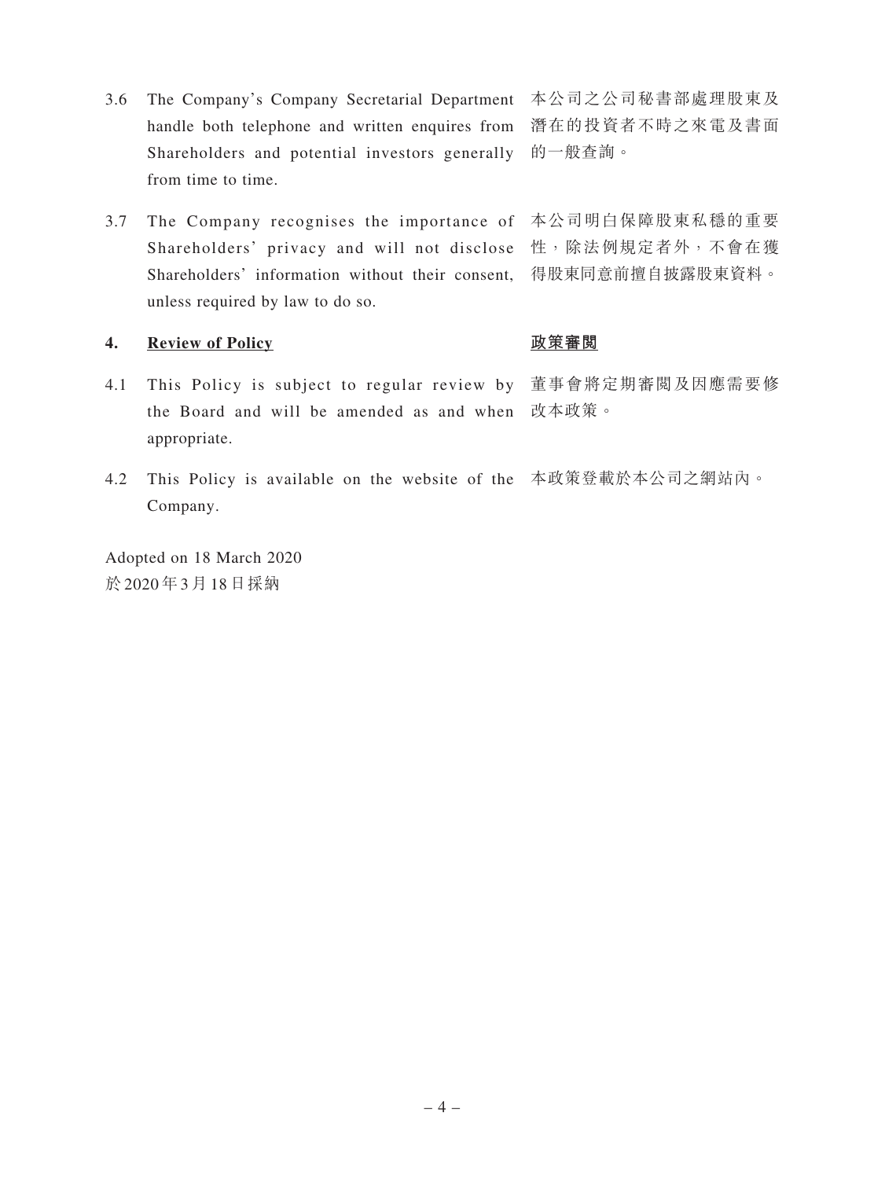3.6 The Company's Company Secretarial Department handle both telephone and written enquires from Shareholders and potential investors generally from time to time.

本公司之公司秘書部處理股東及潛在的投資者不時之來電及書面的一般查詢。

3.7 The Company recognises the importance of Shareholders' privacy and will not disclose Shareholders' information without their consent, unless required by law to do so.

本公司明白保障股東私穩的重要性，除法例規定者外，不會在獲得股東同意前擅自披露股東資料。

## 4. Review of Policy

## 政策審閱

4.1 This Policy is subject to regular review by the Board and will be amended as and when appropriate.

董事會將定期審閱及因應需要修改本政策。

4.2 This Policy is available on the website of the Company.

本政策登載於本公司之網站內。

Adopted on 18 March 2020
於2020年3月18日採納